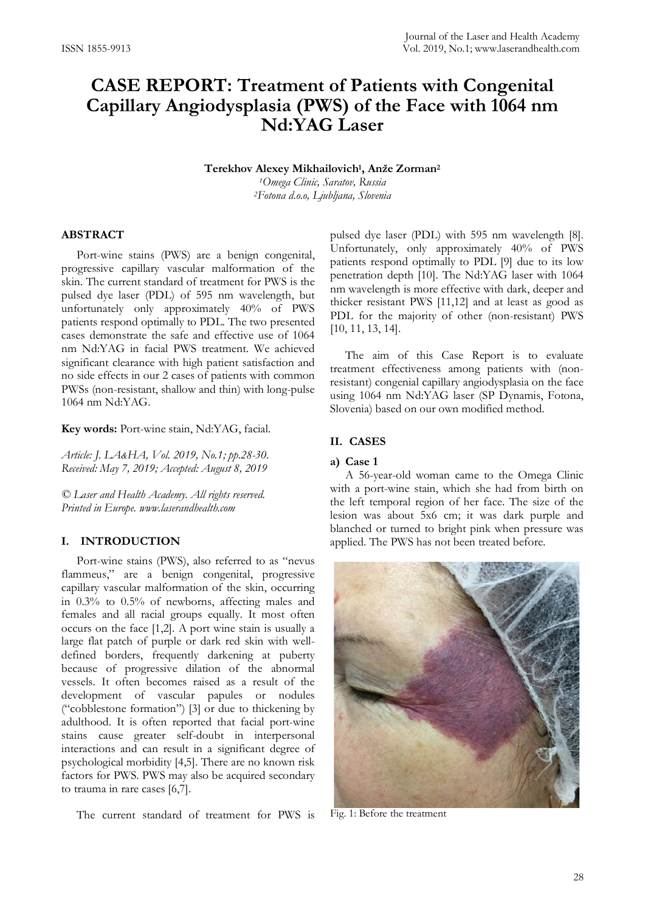# CASE REPORT: Treatment of Patients with Congenital Capillary Angiodysplasia (PWS) of the Face with 1064 nm Nd:YAG Laser

**Terekhov Alexey Mikhailovich[1], Anže Zorman[2]**

*[1]Omega Clinic, Saratov, Russia*
*[2]Fotona d.o.o, Ljubljana, Slovenia*

## ABSTRACT

Port-wine stains (PWS) are a benign congenital, progressive capillary vascular malformation of the skin. The current standard of treatment for PWS is the pulsed dye laser (PDL) of 595 nm wavelength, but unfortunately only approximately 40% of PWS patients respond optimally to PDL. The two presented cases demonstrate the safe and effective use of 1064 nm Nd:YAG in facial PWS treatment. We achieved significant clearance with high patient satisfaction and no side effects in our 2 cases of patients with common PWSs (non-resistant, shallow and thin) with long-pulse 1064 nm Nd:YAG.

**Key words:** Port-wine stain, Nd:YAG, facial.

*Article: J. LA&HA, Vol. 2019, No.1; pp.28-30.*
*Received: May 7, 2019; Accepted: August 8, 2019*

*© Laser and Health Academy. All rights reserved. Printed in Europe. www.laserandhealth.com*

## I. INTRODUCTION

Port-wine stains (PWS), also referred to as "nevus flammeus," are a benign congenital, progressive capillary vascular malformation of the skin, occurring in 0.3% to 0.5% of newborns, affecting males and females and all racial groups equally. It most often occurs on the face [1,2]. A port wine stain is usually a large flat patch of purple or dark red skin with well-defined borders, frequently darkening at puberty because of progressive dilation of the abnormal vessels. It often becomes raised as a result of the development of vascular papules or nodules ("cobblestone formation") [3] or due to thickening by adulthood. It is often reported that facial port-wine stains cause greater self-doubt in interpersonal interactions and can result in a significant degree of psychological morbidity [4,5]. There are no known risk factors for PWS. PWS may also be acquired secondary to trauma in rare cases [6,7].

The current standard of treatment for PWS is pulsed dye laser (PDL) with 595 nm wavelength [8]. Unfortunately, only approximately 40% of PWS patients respond optimally to PDL [9] due to its low penetration depth [10]. The Nd:YAG laser with 1064 nm wavelength is more effective with dark, deeper and thicker resistant PWS [11,12] and at least as good as PDL for the majority of other (non-resistant) PWS [10, 11, 13, 14].

The aim of this Case Report is to evaluate treatment effectiveness among patients with (non-resistant) congenial capillary angiodysplasia on the face using 1064 nm Nd:YAG laser (SP Dynamis, Fotona, Slovenia) based on our own modified method.

## II. CASES

### a) Case 1

A 56-year-old woman came to the Omega Clinic with a port-wine stain, which she had from birth on the left temporal region of her face. The size of the lesion was about 5x6 cm; it was dark purple and blanched or turned to bright pink when pressure was applied. The PWS has not been treated before.

Fig. 1: Before the treatment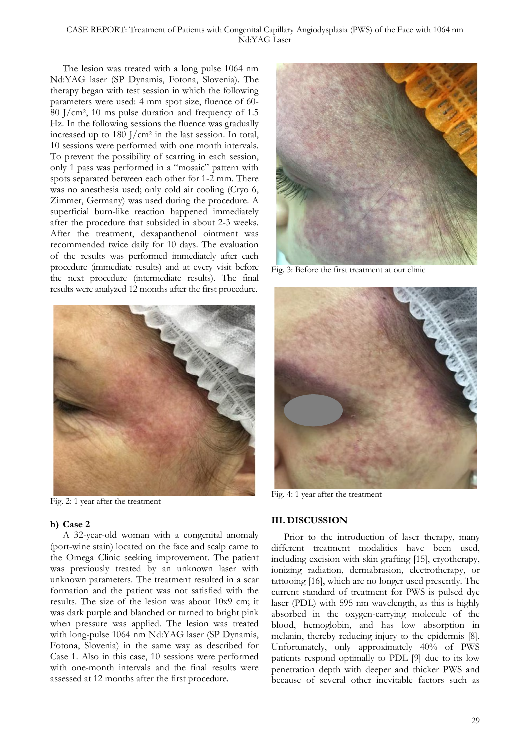The lesion was treated with a long pulse 1064 nm Nd:YAG laser (SP Dynamis, Fotona, Slovenia). The therapy began with test session in which the following parameters were used: 4 mm spot size, fluence of 60-80 J/cm$^2$, 10 ms pulse duration and frequency of 1.5 Hz. In the following sessions the fluence was gradually increased up to 180 J/cm$^2$ in the last session. In total, 10 sessions were performed with one month intervals. To prevent the possibility of scarring in each session, only 1 pass was performed in a "mosaic" pattern with spots separated between each other for 1-2 mm. There was no anesthesia used; only cold air cooling (Cryo 6, Zimmer, Germany) was used during the procedure. A superficial burn-like reaction happened immediately after the procedure that subsided in about 2-3 weeks. After the treatment, dexapanthenol ointment was recommended twice daily for 10 days. The evaluation of the results was performed immediately after each procedure (immediate results) and at every visit before the next procedure (intermediate results). The final results were analyzed 12 months after the first procedure.

Fig. 2: 1 year after the treatment

### b) Case 2

A 32-year-old woman with a congenital anomaly (port-wine stain) located on the face and scalp came to the Omega Clinic seeking improvement. The patient was previously treated by an unknown laser with unknown parameters. The treatment resulted in a scar formation and the patient was not satisfied with the results. The size of the lesion was about 10x9 cm; it was dark purple and blanched or turned to bright pink when pressure was applied. The lesion was treated with long-pulse 1064 nm Nd:YAG laser (SP Dynamis, Fotona, Slovenia) in the same way as described for Case 1. Also in this case, 10 sessions were performed with one-month intervals and the final results were assessed at 12 months after the first procedure.

Fig. 3: Before the first treatment at our clinic

Fig. 4: 1 year after the treatment

## III. DISCUSSION

Prior to the introduction of laser therapy, many different treatment modalities have been used, including excision with skin grafting [15], cryotherapy, ionizing radiation, dermabrasion, electrotherapy, or tattooing [16], which are no longer used presently. The current standard of treatment for PWS is pulsed dye laser (PDL) with 595 nm wavelength, as this is highly absorbed in the oxygen-carrying molecule of the blood, hemoglobin, and has low absorption in melanin, thereby reducing injury to the epidermis [8]. Unfortunately, only approximately 40% of PWS patients respond optimally to PDL [9] due to its low penetration depth with deeper and thicker PWS and because of several other inevitable factors such as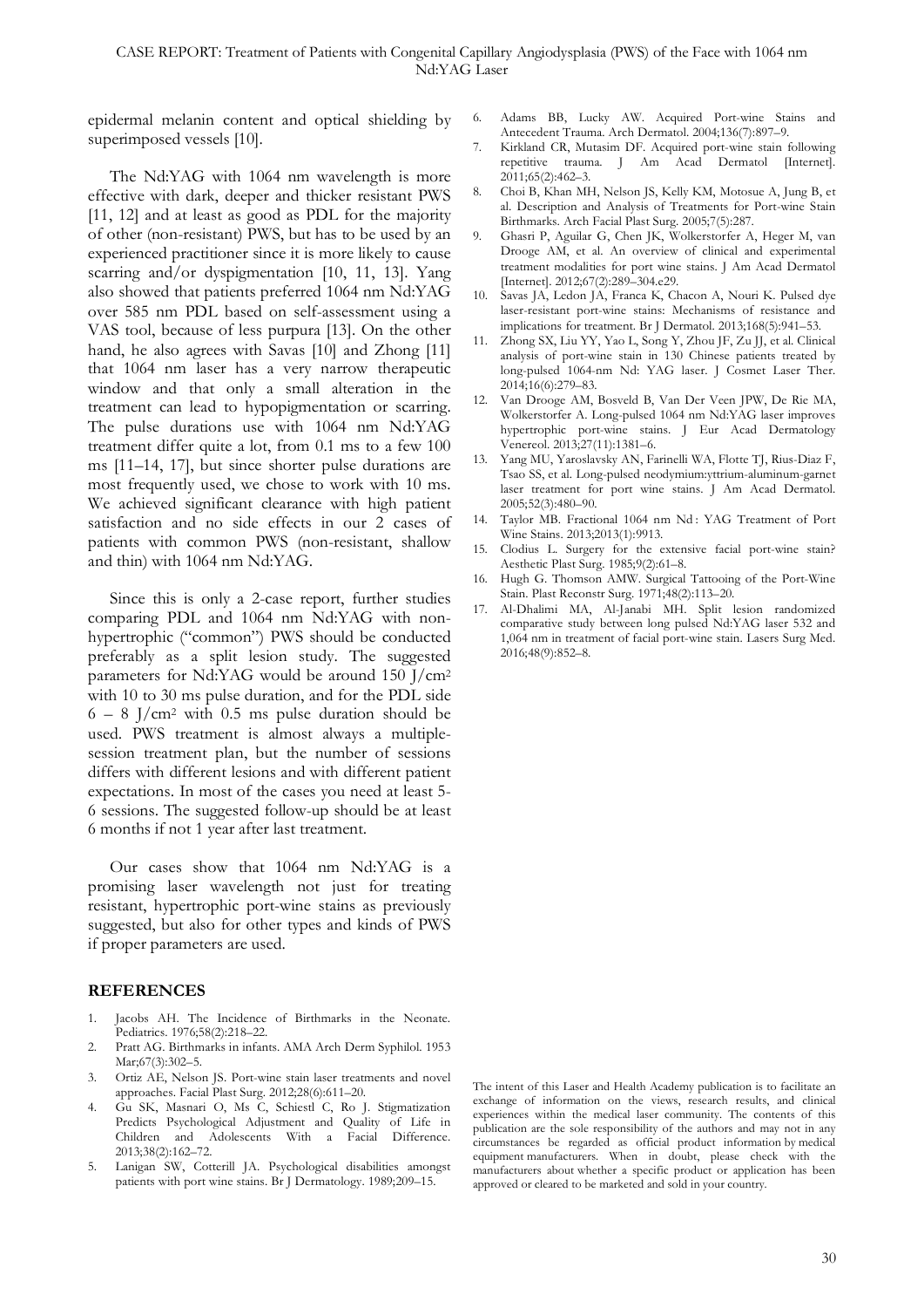epidermal melanin content and optical shielding by superimposed vessels [10].

The Nd:YAG with 1064 nm wavelength is more effective with dark, deeper and thicker resistant PWS [11, 12] and at least as good as PDL for the majority of other (non-resistant) PWS, but has to be used by an experienced practitioner since it is more likely to cause scarring and/or dyspigmentation [10, 11, 13]. Yang also showed that patients preferred 1064 nm Nd:YAG over 585 nm PDL based on self-assessment using a VAS tool, because of less purpura [13]. On the other hand, he also agrees with Savas [10] and Zhong [11] that 1064 nm laser has a very narrow therapeutic window and that only a small alteration in the treatment can lead to hypopigmentation or scarring. The pulse durations use with 1064 nm Nd:YAG treatment differ quite a lot, from 0.1 ms to a few 100 ms [11–14, 17], but since shorter pulse durations are most frequently used, we chose to work with 10 ms. We achieved significant clearance with high patient satisfaction and no side effects in our 2 cases of patients with common PWS (non-resistant, shallow and thin) with 1064 nm Nd:YAG.

Since this is only a 2-case report, further studies comparing PDL and 1064 nm Nd:YAG with non-hypertrophic ("common") PWS should be conducted preferably as a split lesion study. The suggested parameters for Nd:YAG would be around 150 J/cm$^2$ with 10 to 30 ms pulse duration, and for the PDL side 6 – 8 J/cm$^2$ with 0.5 ms pulse duration should be used. PWS treatment is almost always a multiple-session treatment plan, but the number of sessions differs with different lesions and with different patient expectations. In most of the cases you need at least 5-6 sessions. The suggested follow-up should be at least 6 months if not 1 year after last treatment.

Our cases show that 1064 nm Nd:YAG is a promising laser wavelength not just for treating resistant, hypertrophic port-wine stains as previously suggested, but also for other types and kinds of PWS if proper parameters are used.

## REFERENCES

1. Jacobs AH. The Incidence of Birthmarks in the Neonate. Pediatrics. 1976;58(2):218–22.
2. Pratt AG. Birthmarks in infants. AMA Arch Derm Syphilol. 1953 Mar;67(3):302–5.
3. Ortiz AE, Nelson JS. Port-wine stain laser treatments and novel approaches. Facial Plast Surg. 2012;28(6):611–20.
4. Gu SK, Masnari O, Ms C, Schiestl C, Ro J. Stigmatization Predicts Psychological Adjustment and Quality of Life in Children and Adolescents With a Facial Difference. 2013;38(2):162–72.
5. Lanigan SW, Cotterill JA. Psychological disabilities amongst patients with port wine stains. Br J Dermatology. 1989;209–15.
6. Adams BB, Lucky AW. Acquired Port-wine Stains and Antecedent Trauma. Arch Dermatol. 2004;136(7):897–9.
7. Kirkland CR, Mutasim DF. Acquired port-wine stain following repetitive trauma. J Am Acad Dermatol [Internet]. 2011;65(2):462–3.
8. Choi B, Khan MH, Nelson JS, Kelly KM, Motosue A, Jung B, et al. Description and Analysis of Treatments for Port-wine Stain Birthmarks. Arch Facial Plast Surg. 2005;7(5):287.
9. Ghasri P, Aguilar G, Chen JK, Wolkerstorfer A, Heger M, van Drooge AM, et al. An overview of clinical and experimental treatment modalities for port wine stains. J Am Acad Dermatol [Internet]. 2012;67(2):289–304.e29.
10. Savas JA, Ledon JA, Franca K, Chacon A, Nouri K. Pulsed dye laser-resistant port-wine stains: Mechanisms of resistance and implications for treatment. Br J Dermatol. 2013;168(5):941–53.
11. Zhong SX, Liu YY, Yao L, Song Y, Zhou JF, Zu JJ, et al. Clinical analysis of port-wine stain in 130 Chinese patients treated by long-pulsed 1064-nm Nd: YAG laser. J Cosmet Laser Ther. 2014;16(6):279–83.
12. Van Drooge AM, Bosveld B, Van Der Veen JPW, De Rie MA, Wolkerstorfer A. Long-pulsed 1064 nm Nd:YAG laser improves hypertrophic port-wine stains. J Eur Acad Dermatology Venereol. 2013;27(11):1381–6.
13. Yang MU, Yaroslavsky AN, Farinelli WA, Flotte TJ, Rius-Diaz F, Tsao SS, et al. Long-pulsed neodymium:yttrium-aluminum-garnet laser treatment for port wine stains. J Am Acad Dermatol. 2005;52(3):480–90.
14. Taylor MB. Fractional 1064 nm Nd : YAG Treatment of Port Wine Stains. 2013;2013(1):9913.
15. Clodius L. Surgery for the extensive facial port-wine stain? Aesthetic Plast Surg. 1985;9(2):61–8.
16. Hugh G. Thomson AMW. Surgical Tattooing of the Port-Wine Stain. Plast Reconstr Surg. 1971;48(2):113–20.
17. Al-Dhalimi MA, Al-Janabi MH. Split lesion randomized comparative study between long pulsed Nd:YAG laser 532 and 1,064 nm in treatment of facial port-wine stain. Lasers Surg Med. 2016;48(9):852–8.

The intent of this Laser and Health Academy publication is to facilitate an exchange of information on the views, research results, and clinical experiences within the medical laser community. The contents of this publication are the sole responsibility of the authors and may not in any circumstances be regarded as official product information by medical equipment manufacturers. When in doubt, please check with the manufacturers about whether a specific product or application has been approved or cleared to be marketed and sold in your country.